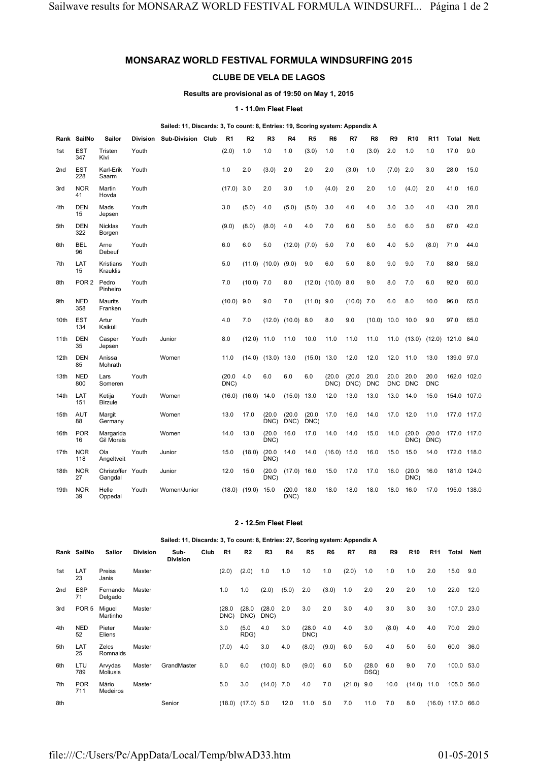# MONSARAZ WORLD FESTIVAL FORMULA WINDSURFING 2015

## CLUBE DE VELA DE LAGOS

**Results are provisional as of 19:50 on May 1, 2015**

### 1 - 11.0m Fleet Fleet

**Sailed: 11, Discards: 3, To count: 8, Entries: 19, Scoring system: Appendix A**

| Rank | SailNo | Sailor | Division | Sub-Division | Club | R1 | R2 | R3 | R4 | R5 | R6 | R7 | R8 | R9 | R10 | R11 | Total | Nett |
|---|---|---|---|---|---|---|---|---|---|---|---|---|---|---|---|---|---|---|
| 1st | EST 347 | Tristen Kivi | Youth | | | (2.0) | 1.0 | 1.0 | 1.0 | (3.0) | 1.0 | 1.0 | (3.0) | 2.0 | 1.0 | 1.0 | 17.0 | 9.0 |
| 2nd | EST 228 | Karl-Erik Saarm | Youth | | | 1.0 | 2.0 | (3.0) | 2.0 | 2.0 | 2.0 | (3.0) | 1.0 | (7.0) | 2.0 | 3.0 | 28.0 | 15.0 |
| 3rd | NOR 41 | Martin Hovda | Youth | | | (17.0) | 3.0 | 2.0 | 3.0 | 1.0 | (4.0) | 2.0 | 2.0 | 1.0 | (4.0) | 2.0 | 41.0 | 16.0 |
| 4th | DEN 15 | Mads Jepsen | Youth | | | 3.0 | (5.0) | 4.0 | (5.0) | (5.0) | 3.0 | 4.0 | 4.0 | 3.0 | 3.0 | 4.0 | 43.0 | 28.0 |
| 5th | DEN 322 | Nicklas Borgen | Youth | | | (9.0) | (8.0) | (8.0) | 4.0 | 4.0 | 7.0 | 6.0 | 5.0 | 5.0 | 6.0 | 5.0 | 67.0 | 42.0 |
| 6th | BEL 96 | Arne Debeuf | Youth | | | 6.0 | 6.0 | 5.0 | (12.0) | (7.0) | 5.0 | 7.0 | 6.0 | 4.0 | 5.0 | (8.0) | 71.0 | 44.0 |
| 7th | LAT 15 | Kristians Krauklis | Youth | | | 5.0 | (11.0) | (10.0) | (9.0) | 9.0 | 6.0 | 5.0 | 8.0 | 9.0 | 9.0 | 7.0 | 88.0 | 58.0 |
| 8th | POR 2 | Pedro Pinheiro | Youth | | | 7.0 | (10.0) | 7.0 | 8.0 | (12.0) | (10.0) | 8.0 | 9.0 | 8.0 | 7.0 | 6.0 | 92.0 | 60.0 |
| 9th | NED 358 | Maurits Franken | Youth | | | (10.0) | 9.0 | 9.0 | 7.0 | (11.0) | 9.0 | (10.0) | 7.0 | 6.0 | 8.0 | 10.0 | 96.0 | 65.0 |
| 10th | EST 134 | Artur Kaiküll | Youth | | | 4.0 | 7.0 | (12.0) | (10.0) | 8.0 | 8.0 | 9.0 | (10.0) | 10.0 | 10.0 | 9.0 | 97.0 | 65.0 |
| 11th | DEN 35 | Casper Jepsen | Youth | Junior | | 8.0 | (12.0) | 11.0 | 11.0 | 10.0 | 11.0 | 11.0 | 11.0 | 11.0 | (13.0) | (12.0) | 121.0 | 84.0 |
| 12th | DEN 85 | Anissa Mohrath | | Women | | 11.0 | (14.0) | (13.0) | 13.0 | (15.0) | 13.0 | 12.0 | 12.0 | 12.0 | 11.0 | 13.0 | 139.0 | 97.0 |
| 13th | NED 800 | Lars Someren | Youth | | | (20.0 DNC) | 4.0 | 6.0 | 6.0 | 6.0 | (20.0 DNC) | (20.0 DNC) | 20.0 DNC | 20.0 DNC | 20.0 DNC | 20.0 DNC | 162.0 | 102.0 |
| 14th | LAT 151 | Ketija Birzule | Youth | Women | | (16.0) | (16.0) | 14.0 | (15.0) | 13.0 | 12.0 | 13.0 | 13.0 | 13.0 | 14.0 | 15.0 | 154.0 | 107.0 |
| 15th | AUT 88 | Margit Germany | | Women | | 13.0 | 17.0 | (20.0 DNC) | (20.0 DNC) | (20.0 DNC) | 17.0 | 16.0 | 14.0 | 17.0 | 12.0 | 11.0 | 177.0 | 117.0 |
| 16th | POR 16 | Margarida Gil Morais | | Women | | 14.0 | 13.0 | (20.0 DNC) | 16.0 | 17.0 | 14.0 | 14.0 | 15.0 | 14.0 | (20.0 DNC) | (20.0 DNC) | 177.0 | 117.0 |
| 17th | NOR 118 | Ola Angeltveit | Youth | Junior | | 15.0 | (18.0) | (20.0 DNC) | 14.0 | 14.0 | (16.0) | 15.0 | 16.0 | 15.0 | 15.0 | 14.0 | 172.0 | 118.0 |
| 18th | NOR 27 | Christoffer Gangdal | Youth | Junior | | 12.0 | 15.0 | (20.0 DNC) | (17.0) | 16.0 | 15.0 | 17.0 | 17.0 | 16.0 | (20.0 DNC) | 16.0 | 181.0 | 124.0 |
| 19th | NOR 39 | Helle Oppedal | Youth | Women/Junior | | (18.0) | (19.0) | 15.0 | (20.0 DNC) | 18.0 | 18.0 | 18.0 | 18.0 | 18.0 | 16.0 | 17.0 | 195.0 | 138.0 |

### 2 - 12.5m Fleet Fleet

**Sailed: 11, Discards: 3, To count: 8, Entries: 27, Scoring system: Appendix A**

| Rank | SailNo | Sailor | Division | Sub-Division | Club | R1 | R2 | R3 | R4 | R5 | R6 | R7 | R8 | R9 | R10 | R11 | Total | Nett |
|---|---|---|---|---|---|---|---|---|---|---|---|---|---|---|---|---|---|---|
| 1st | LAT 23 | Preiss Janis | Master | | | (2.0) | (2.0) | 1.0 | 1.0 | 1.0 | 1.0 | (2.0) | 1.0 | 1.0 | 1.0 | 2.0 | 15.0 | 9.0 |
| 2nd | ESP 71 | Fernando Delgado | Master | | | 1.0 | 1.0 | (2.0) | (5.0) | 2.0 | (3.0) | 1.0 | 2.0 | 2.0 | 2.0 | 1.0 | 22.0 | 12.0 |
| 3rd | POR 5 | Miguel Martinho | Master | | | (28.0 DNC) | (28.0 DNC) | (28.0 DNC) | 2.0 | 3.0 | 2.0 | 3.0 | 4.0 | 3.0 | 3.0 | 3.0 | 107.0 | 23.0 |
| 4th | NED 52 | Pieter Eliens | Master | | | 3.0 | (5.0 RDG) | 4.0 | 3.0 | (28.0 DNC) | 4.0 | 4.0 | 3.0 | (8.0) | 4.0 | 4.0 | 70.0 | 29.0 |
| 5th | LAT 25 | Zelcs Romnalds | Master | | | (7.0) | 4.0 | 3.0 | 4.0 | (8.0) | (9.0) | 6.0 | 5.0 | 4.0 | 5.0 | 5.0 | 60.0 | 36.0 |
| 6th | LTU 789 | Arvydas Moliusis | Master | GrandMaster | | 6.0 | 6.0 | (10.0) | 8.0 | (9.0) | 6.0 | 5.0 | (28.0 DSQ) | 6.0 | 9.0 | 7.0 | 100.0 | 53.0 |
| 7th | POR 711 | Mário Medeiros | Master | | | 5.0 | 3.0 | (14.0) | 7.0 | 4.0 | 7.0 | (21.0) | 9.0 | 10.0 | (14.0) | 11.0 | 105.0 | 56.0 |
| 8th | | | | Senior | | (18.0) | (17.0) | 5.0 | 12.0 | 11.0 | 5.0 | 7.0 | 11.0 | 7.0 | 8.0 | (16.0) | 117.0 | 66.0 |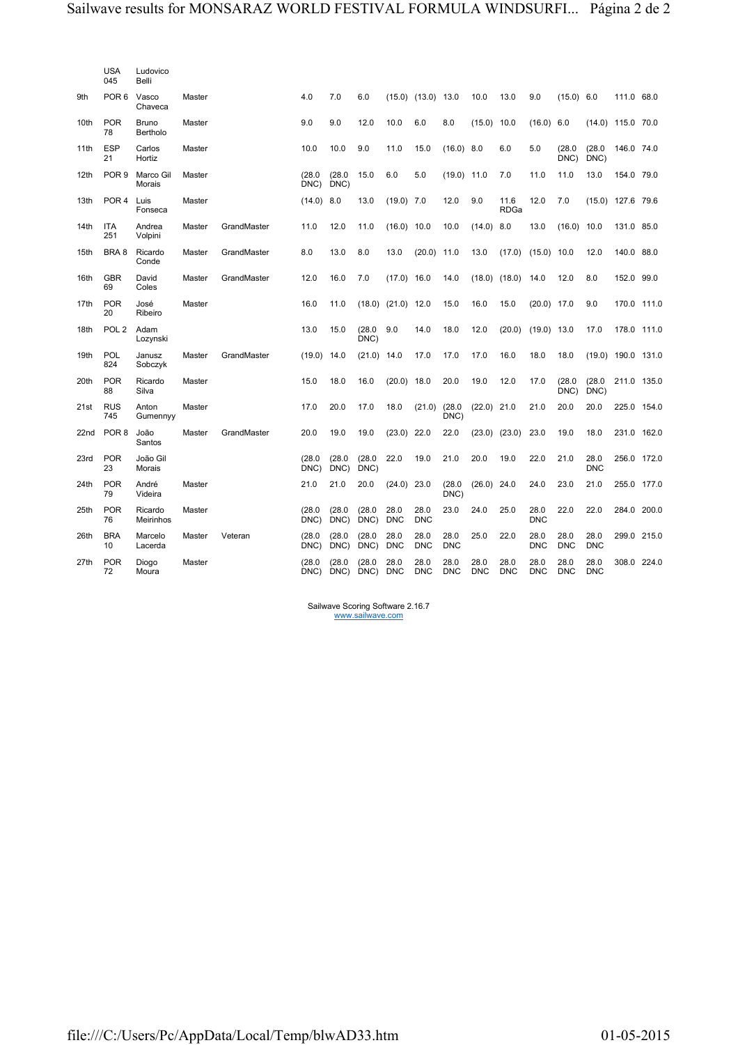| | | | | | | | | | | | | | | | | | | |
|---|---|---|---|---|---|---|---|---|---|---|---|---|---|---|---|---|---|---|
| | USA 045 | Ludovico Belli | | | | | | | | | | | | | | | | |
| 9th | POR 6 | Vasco Chaveca | Master | | 4.0 | 7.0 | 6.0 | (15.0) | (13.0) | 13.0 | 10.0 | 13.0 | 9.0 | (15.0) | 6.0 | | 111.0 | 68.0 |
| 10th | POR 78 | Bruno Bertholo | Master | | 9.0 | 9.0 | 12.0 | 10.0 | 6.0 | 8.0 | (15.0) | 10.0 | (16.0) | 6.0 | (14.0) | | 115.0 | 70.0 |
| 11th | ESP 21 | Carlos Hortiz | Master | | 10.0 | 10.0 | 9.0 | 11.0 | 15.0 | (16.0) | 8.0 | 6.0 | 5.0 | (28.0 DNC) | (28.0 DNC) | | 146.0 | 74.0 |
| 12th | POR 9 | Marco Gil Morais | Master | | (28.0 DNC) | (28.0 DNC) | 15.0 | 6.0 | 5.0 | (19.0) | 11.0 | 7.0 | 11.0 | 11.0 | 13.0 | | 154.0 | 79.0 |
| 13th | POR 4 | Luis Fonseca | Master | | (14.0) | 8.0 | 13.0 | (19.0) | 7.0 | 12.0 | 9.0 | 11.6 RDGa | 12.0 | 7.0 | (15.0) | | 127.6 | 79.6 |
| 14th | ITA 251 | Andrea Volpini | Master | GrandMaster | 11.0 | 12.0 | 11.0 | (16.0) | 10.0 | 10.0 | (14.0) | 8.0 | 13.0 | (16.0) | 10.0 | | 131.0 | 85.0 |
| 15th | BRA 8 | Ricardo Conde | Master | GrandMaster | 8.0 | 13.0 | 8.0 | 13.0 | (20.0) | 11.0 | 13.0 | (17.0) | (15.0) | 10.0 | 12.0 | | 140.0 | 88.0 |
| 16th | GBR 69 | David Coles | Master | GrandMaster | 12.0 | 16.0 | 7.0 | (17.0) | 16.0 | 14.0 | (18.0) | (18.0) | 14.0 | 12.0 | 8.0 | | 152.0 | 99.0 |
| 17th | POR 20 | José Ribeiro | Master | | 16.0 | 11.0 | (18.0) | (21.0) | 12.0 | 15.0 | 16.0 | 15.0 | (20.0) | 17.0 | 9.0 | | 170.0 | 111.0 |
| 18th | POL 2 | Adam Lozynski | | | 13.0 | 15.0 | (28.0 DNC) | 9.0 | 14.0 | 18.0 | 12.0 | (20.0) | (19.0) | 13.0 | 17.0 | | 178.0 | 111.0 |
| 19th | POL 824 | Janusz Sobczyk | Master | GrandMaster | (19.0) | 14.0 | (21.0) | 14.0 | 17.0 | 17.0 | 17.0 | 16.0 | 18.0 | 18.0 | (19.0) | | 190.0 | 131.0 |
| 20th | POR 88 | Ricardo Silva | Master | | 15.0 | 18.0 | 16.0 | (20.0) | 18.0 | 20.0 | 19.0 | 12.0 | 17.0 | (28.0 DNC) | (28.0 DNC) | | 211.0 | 135.0 |
| 21st | RUS 745 | Anton Gumennyy | Master | | 17.0 | 20.0 | 17.0 | 18.0 | (21.0) | (28.0 DNC) | (22.0) | 21.0 | 21.0 | 20.0 | 20.0 | | 225.0 | 154.0 |
| 22nd | POR 8 | João Santos | Master | GrandMaster | 20.0 | 19.0 | 19.0 | (23.0) | 22.0 | 22.0 | (23.0) | (23.0) | 23.0 | 19.0 | 18.0 | | 231.0 | 162.0 |
| 23rd | POR 23 | João Gil Morais | | | (28.0 DNC) | (28.0 DNC) | (28.0 DNC) | 22.0 | 19.0 | 21.0 | 20.0 | 19.0 | 22.0 | 21.0 | 28.0 DNC | | 256.0 | 172.0 |
| 24th | POR 79 | André Videira | Master | | 21.0 | 21.0 | 20.0 | (24.0) | 23.0 | (28.0 DNC) | (26.0) | 24.0 | 24.0 | 23.0 | 21.0 | | 255.0 | 177.0 |
| 25th | POR 76 | Ricardo Meirinhos | Master | | (28.0 DNC) | (28.0 DNC) | (28.0 DNC) | 28.0 DNC | 28.0 DNC | 23.0 | 24.0 | 25.0 | 28.0 DNC | 22.0 | 22.0 | | 284.0 | 200.0 |
| 26th | BRA 10 | Marcelo Lacerda | Master | Veteran | (28.0 DNC) | (28.0 DNC) | (28.0 DNC) | 28.0 DNC | 28.0 DNC | 28.0 DNC | 25.0 | 22.0 | 28.0 DNC | 28.0 DNC | 28.0 DNC | | 299.0 | 215.0 |
| 27th | POR 72 | Diogo Moura | Master | | (28.0 DNC) | (28.0 DNC) | (28.0 DNC) | 28.0 DNC | 28.0 DNC | 28.0 DNC | 28.0 DNC | 28.0 DNC | 28.0 DNC | 28.0 DNC | 28.0 DNC | | 308.0 | 224.0 |

Sailwave Scoring Software 2.16.7
www.sailwave.com